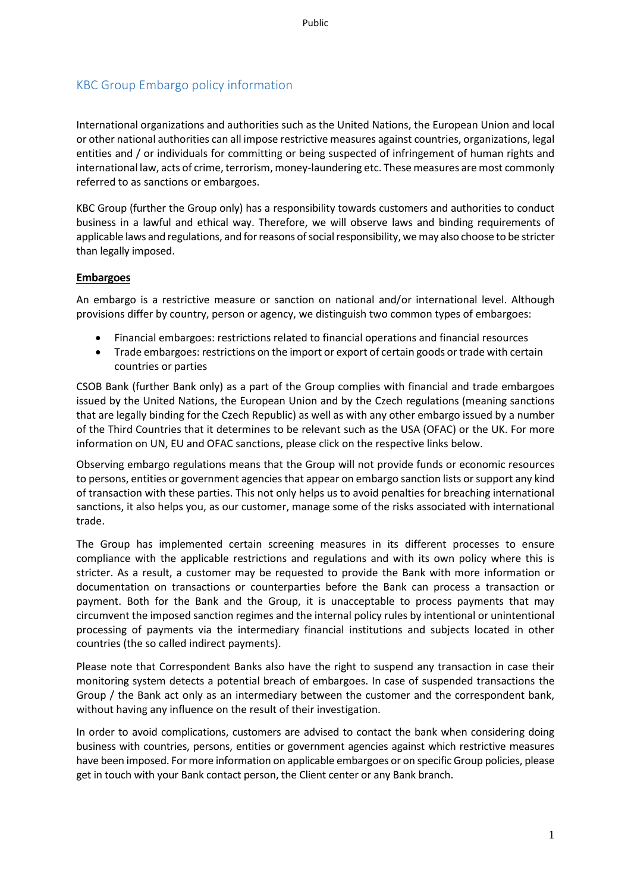# KBC Group Embargo policy information

International organizations and authorities such as the United Nations, the European Union and local or other national authorities can all impose restrictive measures against countries, organizations, legal entities and / or individuals for committing or being suspected of infringement of human rights and international law, acts of crime, terrorism, money-laundering etc. These measures are most commonly referred to as sanctions or embargoes.

KBC Group (further the Group only) has a responsibility towards customers and authorities to conduct business in a lawful and ethical way. Therefore, we will observe laws and binding requirements of applicable laws and regulations, and for reasons of social responsibility, we may also choose to be stricter than legally imposed.

## Embargoes

An embargo is a restrictive measure or sanction on national and/or international level. Although provisions differ by country, person or agency, we distinguish two common types of embargoes:

- Financial embargoes: restrictions related to financial operations and financial resources
- Trade embargoes: restrictions on the import or export of certain goods or trade with certain countries or parties

CSOB Bank (further Bank only) as a part of the Group complies with financial and trade embargoes issued by the United Nations, the European Union and by the Czech regulations (meaning sanctions that are legally binding for the Czech Republic) as well as with any other embargo issued by a number of the Third Countries that it determines to be relevant such as the USA (OFAC) or the UK. For more information on UN, EU and OFAC sanctions, please click on the respective links below.

Observing embargo regulations means that the Group will not provide funds or economic resources to persons, entities or government agencies that appear on embargo sanction lists or support any kind of transaction with these parties. This not only helps us to avoid penalties for breaching international sanctions, it also helps you, as our customer, manage some of the risks associated with international trade.

The Group has implemented certain screening measures in its different processes to ensure compliance with the applicable restrictions and regulations and with its own policy where this is stricter. As a result, a customer may be requested to provide the Bank with more information or documentation on transactions or counterparties before the Bank can process a transaction or payment. Both for the Bank and the Group, it is unacceptable to process payments that may circumvent the imposed sanction regimes and the internal policy rules by intentional or unintentional processing of payments via the intermediary financial institutions and subjects located in other countries (the so called indirect payments).

Please note that Correspondent Banks also have the right to suspend any transaction in case their monitoring system detects a potential breach of embargoes. In case of suspended transactions the Group / the Bank act only as an intermediary between the customer and the correspondent bank, without having any influence on the result of their investigation.

In order to avoid complications, customers are advised to contact the bank when considering doing business with countries, persons, entities or government agencies against which restrictive measures have been imposed. For more information on applicable embargoes or on specific Group policies, please get in touch with your Bank contact person, the Client center or any Bank branch.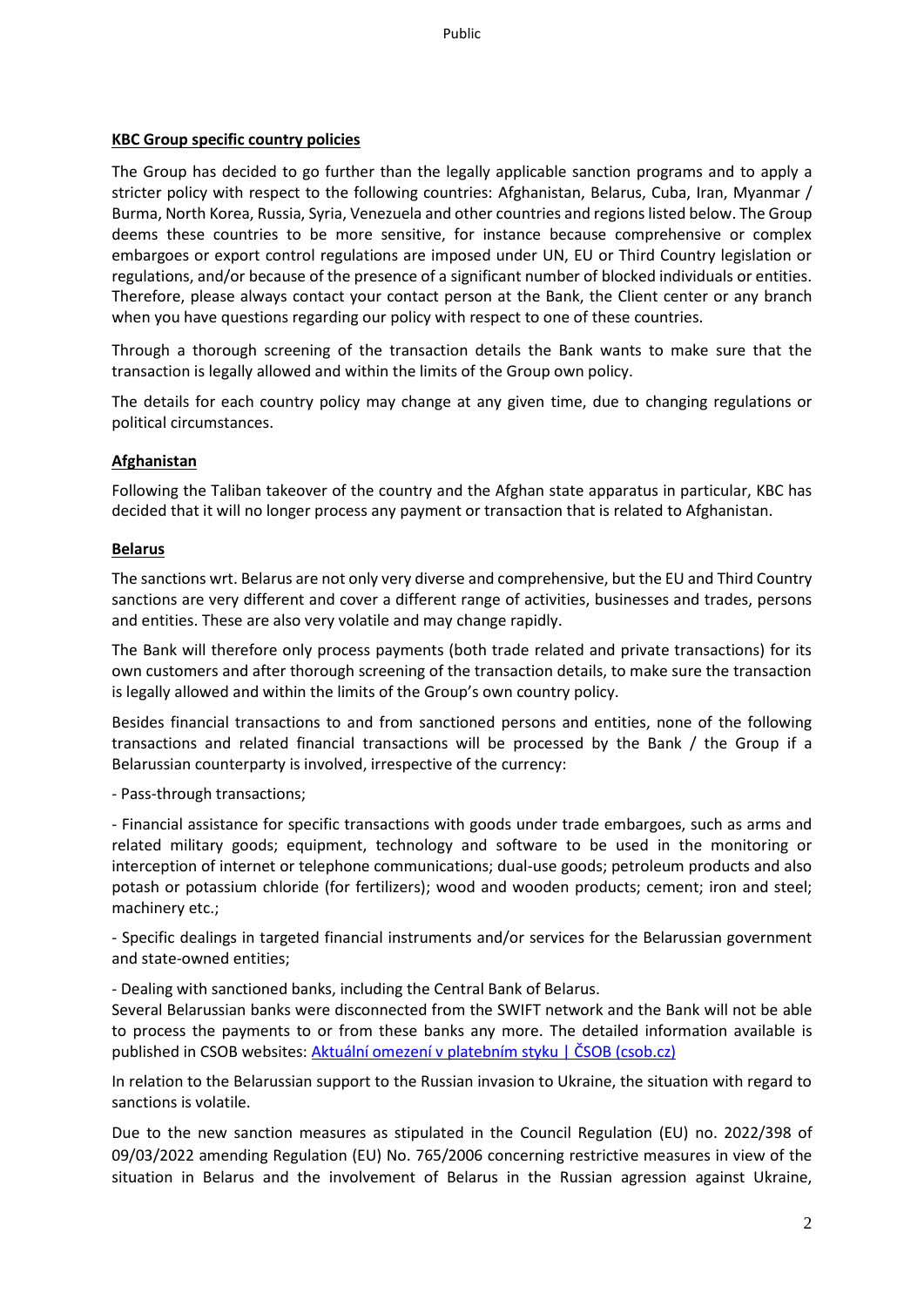**KBC Group specific country policies**

The Group has decided to go further than the legally applicable sanction programs and to apply a stricter policy with respect to the following countries: Afghanistan, Belarus, Cuba, Iran, Myanmar / Burma, North Korea, Russia, Syria, Venezuela and other countries and regions listed below. The Group deems these countries to be more sensitive, for instance because comprehensive or complex embargoes or export control regulations are imposed under UN, EU or Third Country legislation or regulations, and/or because of the presence of a significant number of blocked individuals or entities. Therefore, please always contact your contact person at the Bank, the Client center or any branch when you have questions regarding our policy with respect to one of these countries.

Through a thorough screening of the transaction details the Bank wants to make sure that the transaction is legally allowed and within the limits of the Group own policy.

The details for each country policy may change at any given time, due to changing regulations or political circumstances.

**Afghanistan**

Following the Taliban takeover of the country and the Afghan state apparatus in particular, KBC has decided that it will no longer process any payment or transaction that is related to Afghanistan.

**Belarus**

The sanctions wrt. Belarus are not only very diverse and comprehensive, but the EU and Third Country sanctions are very different and cover a different range of activities, businesses and trades, persons and entities. These are also very volatile and may change rapidly.

The Bank will therefore only process payments (both trade related and private transactions) for its own customers and after thorough screening of the transaction details, to make sure the transaction is legally allowed and within the limits of the Group's own country policy.

Besides financial transactions to and from sanctioned persons and entities, none of the following transactions and related financial transactions will be processed by the Bank / the Group if a Belarussian counterparty is involved, irrespective of the currency:

- Pass-through transactions;

- Financial assistance for specific transactions with goods under trade embargoes, such as arms and related military goods; equipment, technology and software to be used in the monitoring or interception of internet or telephone communications; dual-use goods; petroleum products and also potash or potassium chloride (for fertilizers); wood and wooden products; cement; iron and steel; machinery etc.;

- Specific dealings in targeted financial instruments and/or services for the Belarussian government and state-owned entities;

- Dealing with sanctioned banks, including the Central Bank of Belarus.

Several Belarussian banks were disconnected from the SWIFT network and the Bank will not be able to process the payments to or from these banks any more. The detailed information available is published in CSOB websites: Aktuální omezení v platebním styku | ČSOB (csob.cz)

In relation to the Belarussian support to the Russian invasion to Ukraine, the situation with regard to sanctions is volatile.

Due to the new sanction measures as stipulated in the Council Regulation (EU) no. 2022/398 of 09/03/2022 amending Regulation (EU) No. 765/2006 concerning restrictive measures in view of the situation in Belarus and the involvement of Belarus in the Russian agression against Ukraine,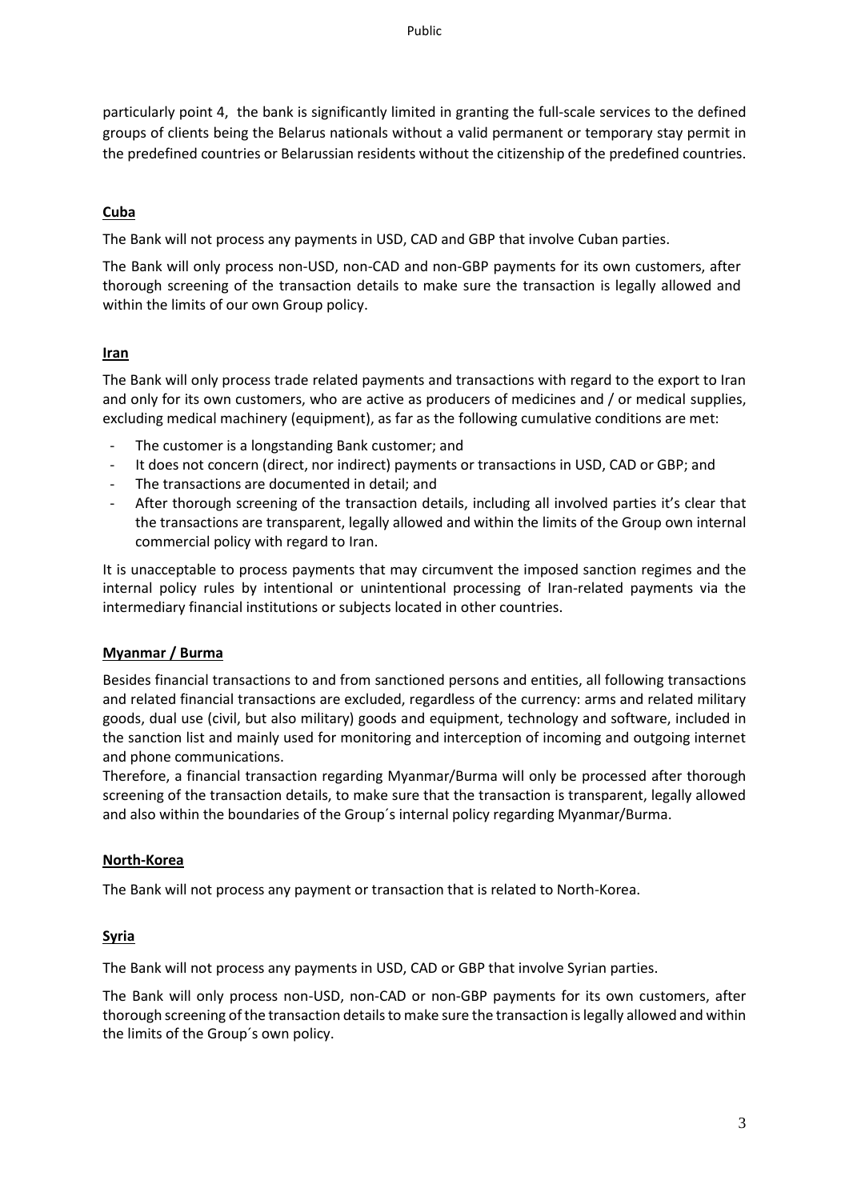particularly point 4, the bank is significantly limited in granting the full-scale services to the defined groups of clients being the Belarus nationals without a valid permanent or temporary stay permit in the predefined countries or Belarussian residents without the citizenship of the predefined countries.

## Cuba

The Bank will not process any payments in USD, CAD and GBP that involve Cuban parties.

The Bank will only process non-USD, non-CAD and non-GBP payments for its own customers, after thorough screening of the transaction details to make sure the transaction is legally allowed and within the limits of our own Group policy.

## Iran

The Bank will only process trade related payments and transactions with regard to the export to Iran and only for its own customers, who are active as producers of medicines and / or medical supplies, excluding medical machinery (equipment), as far as the following cumulative conditions are met:

- The customer is a longstanding Bank customer; and
- It does not concern (direct, nor indirect) payments or transactions in USD, CAD or GBP; and
- The transactions are documented in detail; and
- After thorough screening of the transaction details, including all involved parties it's clear that the transactions are transparent, legally allowed and within the limits of the Group own internal commercial policy with regard to Iran.

It is unacceptable to process payments that may circumvent the imposed sanction regimes and the internal policy rules by intentional or unintentional processing of Iran-related payments via the intermediary financial institutions or subjects located in other countries.

## Myanmar / Burma

Besides financial transactions to and from sanctioned persons and entities, all following transactions and related financial transactions are excluded, regardless of the currency: arms and related military goods, dual use (civil, but also military) goods and equipment, technology and software, included in the sanction list and mainly used for monitoring and interception of incoming and outgoing internet and phone communications.

Therefore, a financial transaction regarding Myanmar/Burma will only be processed after thorough screening of the transaction details, to make sure that the transaction is transparent, legally allowed and also within the boundaries of the Group´s internal policy regarding Myanmar/Burma.

## North-Korea

The Bank will not process any payment or transaction that is related to North-Korea.

## Syria

The Bank will not process any payments in USD, CAD or GBP that involve Syrian parties.

The Bank will only process non-USD, non-CAD or non-GBP payments for its own customers, after thorough screening of the transaction details to make sure the transaction is legally allowed and within the limits of the Group´s own policy.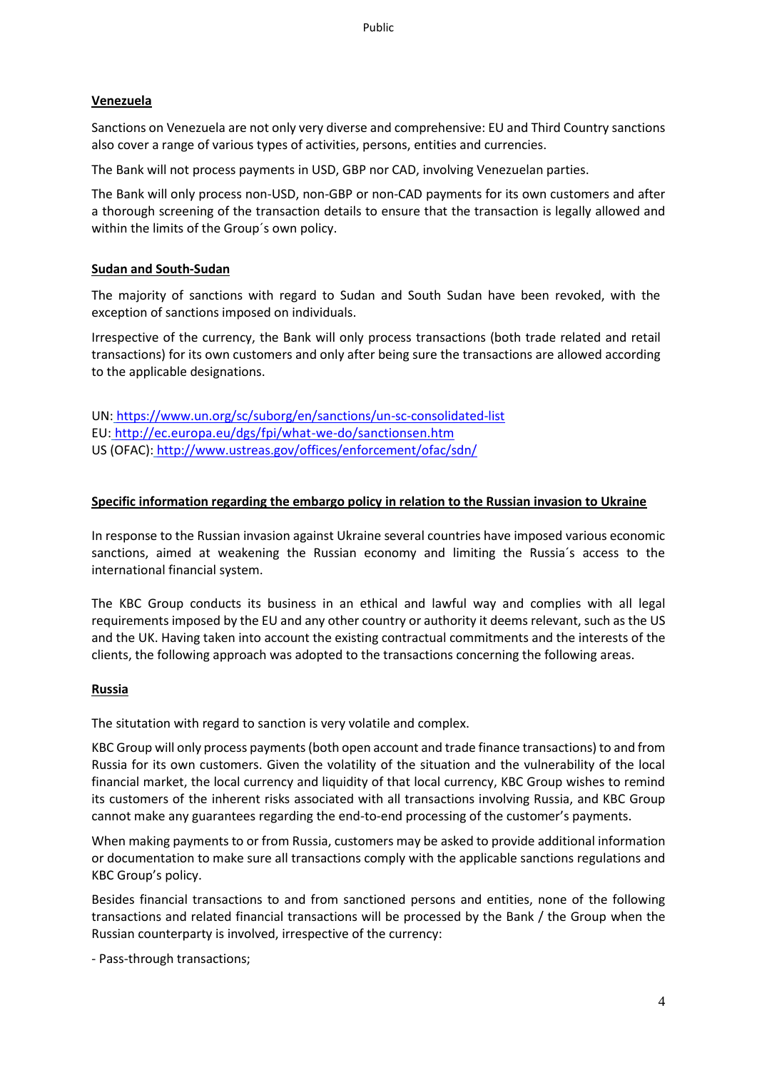## Venezuela

Sanctions on Venezuela are not only very diverse and comprehensive: EU and Third Country sanctions also cover a range of various types of activities, persons, entities and currencies.

The Bank will not process payments in USD, GBP nor CAD, involving Venezuelan parties.

The Bank will only process non-USD, non-GBP or non-CAD payments for its own customers and after a thorough screening of the transaction details to ensure that the transaction is legally allowed and within the limits of the Group´s own policy.

## Sudan and South-Sudan

The majority of sanctions with regard to Sudan and South Sudan have been revoked, with the exception of sanctions imposed on individuals.

Irrespective of the currency, the Bank will only process transactions (both trade related and retail transactions) for its own customers and only after being sure the transactions are allowed according to the applicable designations.

UN: https://www.un.org/sc/suborg/en/sanctions/un-sc-consolidated-list
EU: http://ec.europa.eu/dgs/fpi/what-we-do/sanctionsen.htm
US (OFAC): http://www.ustreas.gov/offices/enforcement/ofac/sdn/

## Specific information regarding the embargo policy in relation to the Russian invasion to Ukraine

In response to the Russian invasion against Ukraine several countries have imposed various economic sanctions, aimed at weakening the Russian economy and limiting the Russia´s access to the international financial system.

The KBC Group conducts its business in an ethical and lawful way and complies with all legal requirements imposed by the EU and any other country or authority it deems relevant, such as the US and the UK. Having taken into account the existing contractual commitments and the interests of the clients, the following approach was adopted to the transactions concerning the following areas.

## Russia

The situtation with regard to sanction is very volatile and complex.

KBC Group will only process payments (both open account and trade finance transactions) to and from Russia for its own customers. Given the volatility of the situation and the vulnerability of the local financial market, the local currency and liquidity of that local currency, KBC Group wishes to remind its customers of the inherent risks associated with all transactions involving Russia, and KBC Group cannot make any guarantees regarding the end-to-end processing of the customer's payments.

When making payments to or from Russia, customers may be asked to provide additional information or documentation to make sure all transactions comply with the applicable sanctions regulations and KBC Group's policy.

Besides financial transactions to and from sanctioned persons and entities, none of the following transactions and related financial transactions will be processed by the Bank / the Group when the Russian counterparty is involved, irrespective of the currency:

- Pass-through transactions;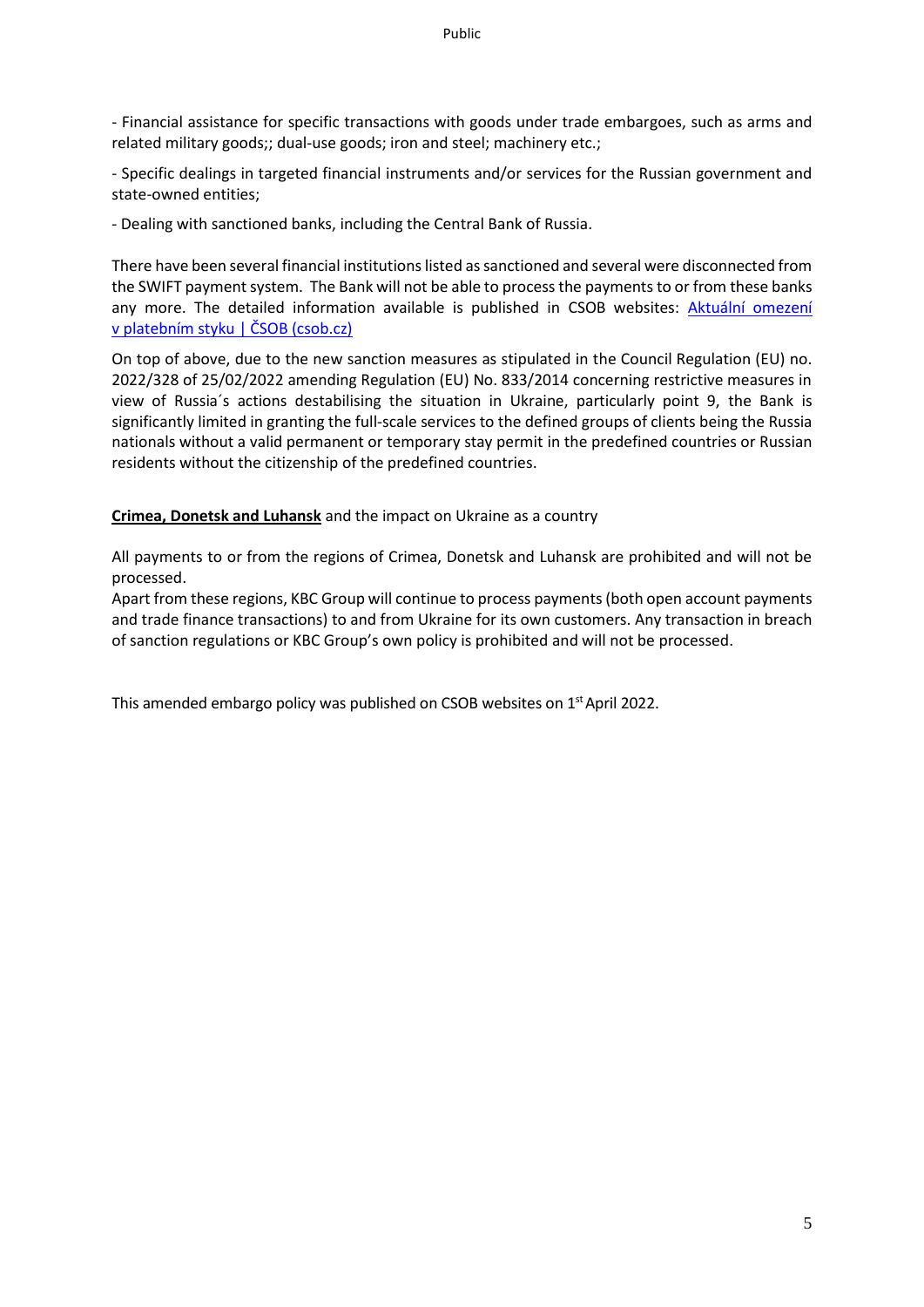- Financial assistance for specific transactions with goods under trade embargoes, such as arms and related military goods;; dual-use goods; iron and steel; machinery etc.;

- Specific dealings in targeted financial instruments and/or services for the Russian government and state-owned entities;

- Dealing with sanctioned banks, including the Central Bank of Russia.

There have been several financial institutions listed as sanctioned and several were disconnected from the SWIFT payment system. The Bank will not be able to process the payments to or from these banks any more. The detailed information available is published in CSOB websites: [Aktuální omezení v platebním styku | ČSOB (csob.cz)]

On top of above, due to the new sanction measures as stipulated in the Council Regulation (EU) no. 2022/328 of 25/02/2022 amending Regulation (EU) No. 833/2014 concerning restrictive measures in view of Russia´s actions destabilising the situation in Ukraine, particularly point 9, the Bank is significantly limited in granting the full-scale services to the defined groups of clients being the Russia nationals without a valid permanent or temporary stay permit in the predefined countries or Russian residents without the citizenship of the predefined countries.

**Crimea, Donetsk and Luhansk** and the impact on Ukraine as a country

All payments to or from the regions of Crimea, Donetsk and Luhansk are prohibited and will not be processed.
Apart from these regions, KBC Group will continue to process payments (both open account payments and trade finance transactions) to and from Ukraine for its own customers. Any transaction in breach of sanction regulations or KBC Group's own policy is prohibited and will not be processed.

This amended embargo policy was published on CSOB websites on 1st April 2022.